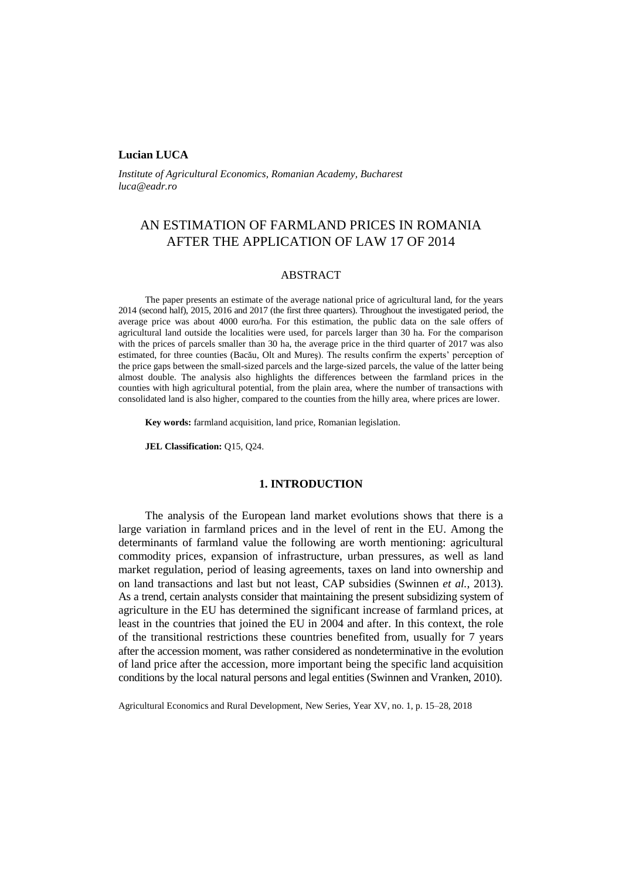**Lucian LUCA**

*Institute of Agricultural Economics, Romanian Academy, Bucharest*
*luca@eadr.ro*

# AN ESTIMATION OF FARMLAND PRICES IN ROMANIA AFTER THE APPLICATION OF LAW 17 OF 2014

## ABSTRACT

The paper presents an estimate of the average national price of agricultural land, for the years 2014 (second half), 2015, 2016 and 2017 (the first three quarters). Throughout the investigated period, the average price was about 4000 euro/ha. For this estimation, the public data on the sale offers of agricultural land outside the localities were used, for parcels larger than 30 ha. For the comparison with the prices of parcels smaller than 30 ha, the average price in the third quarter of 2017 was also estimated, for three counties (Bacău, Olt and Mureş). The results confirm the experts' perception of the price gaps between the small-sized parcels and the large-sized parcels, the value of the latter being almost double. The analysis also highlights the differences between the farmland prices in the counties with high agricultural potential, from the plain area, where the number of transactions with consolidated land is also higher, compared to the counties from the hilly area, where prices are lower.

**Key words:** farmland acquisition, land price, Romanian legislation.

**JEL Classification:** Q15, Q24.

## 1. INTRODUCTION

The analysis of the European land market evolutions shows that there is a large variation in farmland prices and in the level of rent in the EU. Among the determinants of farmland value the following are worth mentioning: agricultural commodity prices, expansion of infrastructure, urban pressures, as well as land market regulation, period of leasing agreements, taxes on land into ownership and on land transactions and last but not least, CAP subsidies (Swinnen *et al.*, 2013). As a trend, certain analysts consider that maintaining the present subsidizing system of agriculture in the EU has determined the significant increase of farmland prices, at least in the countries that joined the EU in 2004 and after. In this context, the role of the transitional restrictions these countries benefited from, usually for 7 years after the accession moment, was rather considered as nondeterminative in the evolution of land price after the accession, more important being the specific land acquisition conditions by the local natural persons and legal entities (Swinnen and Vranken, 2010).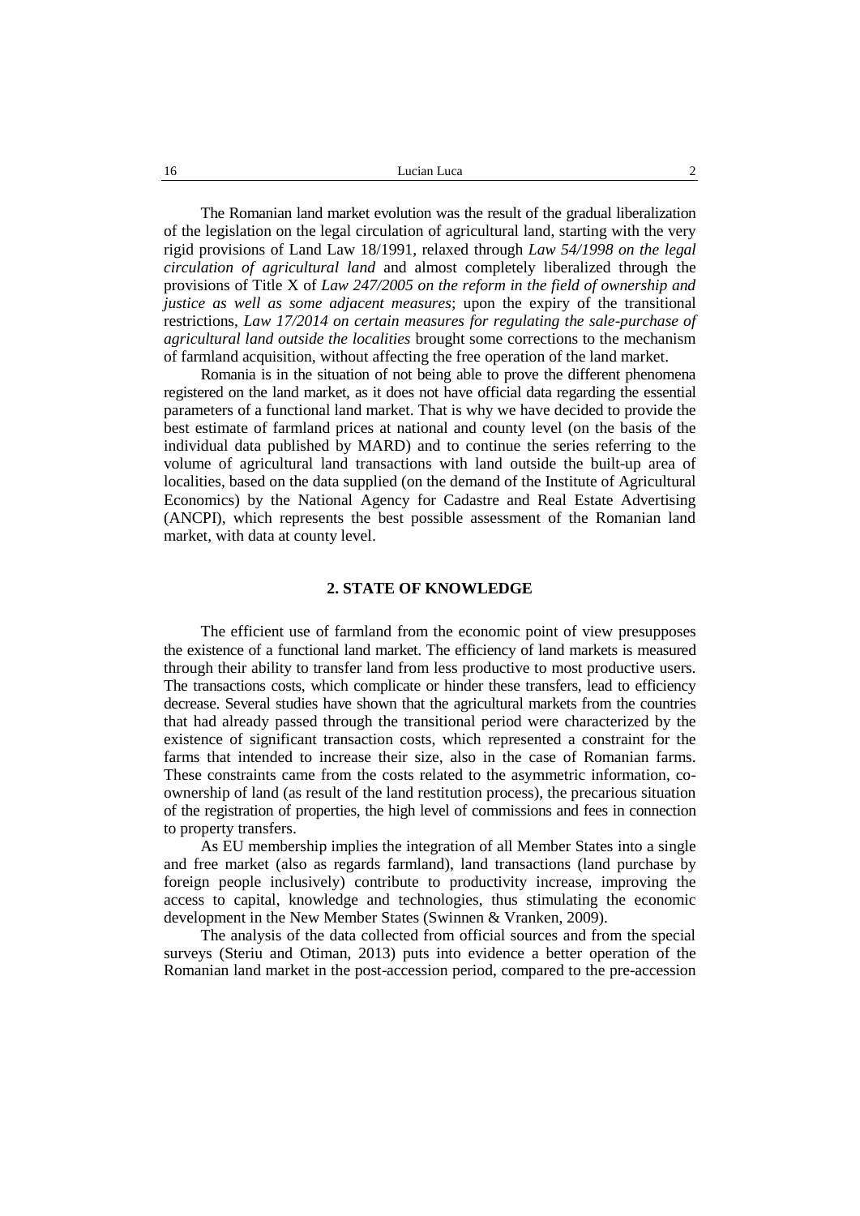The Romanian land market evolution was the result of the gradual liberalization of the legislation on the legal circulation of agricultural land, starting with the very rigid provisions of Land Law 18/1991, relaxed through *Law 54/1998 on the legal circulation of agricultural land* and almost completely liberalized through the provisions of Title X of *Law 247/2005 on the reform in the field of ownership and justice as well as some adjacent measures*; upon the expiry of the transitional restrictions, *Law 17/2014 on certain measures for regulating the sale-purchase of agricultural land outside the localities* brought some corrections to the mechanism of farmland acquisition, without affecting the free operation of the land market.

Romania is in the situation of not being able to prove the different phenomena registered on the land market, as it does not have official data regarding the essential parameters of a functional land market. That is why we have decided to provide the best estimate of farmland prices at national and county level (on the basis of the individual data published by MARD) and to continue the series referring to the volume of agricultural land transactions with land outside the built-up area of localities, based on the data supplied (on the demand of the Institute of Agricultural Economics) by the National Agency for Cadastre and Real Estate Advertising (ANCPI), which represents the best possible assessment of the Romanian land market, with data at county level.

## 2. STATE OF KNOWLEDGE

The efficient use of farmland from the economic point of view presupposes the existence of a functional land market. The efficiency of land markets is measured through their ability to transfer land from less productive to most productive users. The transactions costs, which complicate or hinder these transfers, lead to efficiency decrease. Several studies have shown that the agricultural markets from the countries that had already passed through the transitional period were characterized by the existence of significant transaction costs, which represented a constraint for the farms that intended to increase their size, also in the case of Romanian farms. These constraints came from the costs related to the asymmetric information, co-ownership of land (as result of the land restitution process), the precarious situation of the registration of properties, the high level of commissions and fees in connection to property transfers.

As EU membership implies the integration of all Member States into a single and free market (also as regards farmland), land transactions (land purchase by foreign people inclusively) contribute to productivity increase, improving the access to capital, knowledge and technologies, thus stimulating the economic development in the New Member States (Swinnen & Vranken, 2009).

The analysis of the data collected from official sources and from the special surveys (Steriu and Otiman, 2013) puts into evidence a better operation of the Romanian land market in the post-accession period, compared to the pre-accession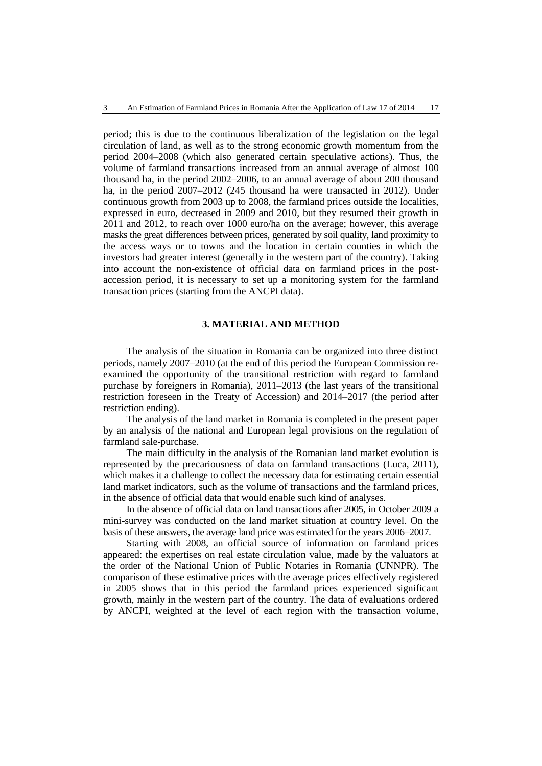period; this is due to the continuous liberalization of the legislation on the legal circulation of land, as well as to the strong economic growth momentum from the period 2004–2008 (which also generated certain speculative actions). Thus, the volume of farmland transactions increased from an annual average of almost 100 thousand ha, in the period 2002–2006, to an annual average of about 200 thousand ha, in the period 2007–2012 (245 thousand ha were transacted in 2012). Under continuous growth from 2003 up to 2008, the farmland prices outside the localities, expressed in euro, decreased in 2009 and 2010, but they resumed their growth in 2011 and 2012, to reach over 1000 euro/ha on the average; however, this average masks the great differences between prices, generated by soil quality, land proximity to the access ways or to towns and the location in certain counties in which the investors had greater interest (generally in the western part of the country). Taking into account the non-existence of official data on farmland prices in the post-accession period, it is necessary to set up a monitoring system for the farmland transaction prices (starting from the ANCPI data).

## 3. MATERIAL AND METHOD

The analysis of the situation in Romania can be organized into three distinct periods, namely 2007–2010 (at the end of this period the European Commission re-examined the opportunity of the transitional restriction with regard to farmland purchase by foreigners in Romania), 2011–2013 (the last years of the transitional restriction foreseen in the Treaty of Accession) and 2014–2017 (the period after restriction ending).

The analysis of the land market in Romania is completed in the present paper by an analysis of the national and European legal provisions on the regulation of farmland sale-purchase.

The main difficulty in the analysis of the Romanian land market evolution is represented by the precariousness of data on farmland transactions (Luca, 2011), which makes it a challenge to collect the necessary data for estimating certain essential land market indicators, such as the volume of transactions and the farmland prices, in the absence of official data that would enable such kind of analyses.

In the absence of official data on land transactions after 2005, in October 2009 a mini-survey was conducted on the land market situation at country level. On the basis of these answers, the average land price was estimated for the years 2006–2007.

Starting with 2008, an official source of information on farmland prices appeared: the expertises on real estate circulation value, made by the valuators at the order of the National Union of Public Notaries in Romania (UNNPR). The comparison of these estimative prices with the average prices effectively registered in 2005 shows that in this period the farmland prices experienced significant growth, mainly in the western part of the country. The data of evaluations ordered by ANCPI, weighted at the level of each region with the transaction volume,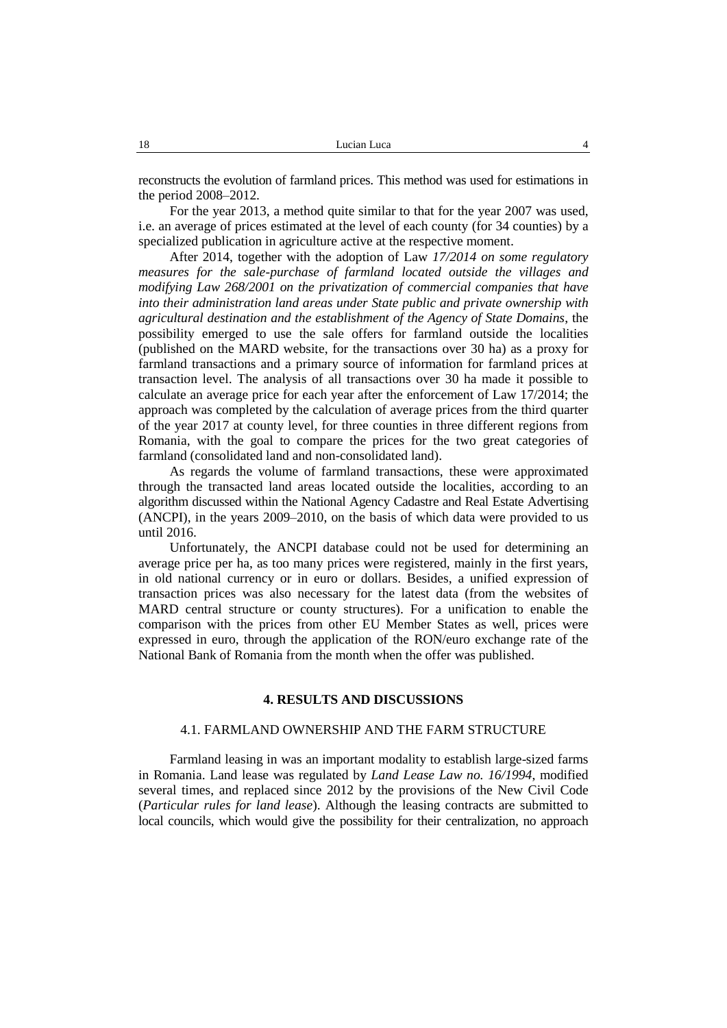reconstructs the evolution of farmland prices. This method was used for estimations in the period 2008–2012.

For the year 2013, a method quite similar to that for the year 2007 was used, i.e. an average of prices estimated at the level of each county (for 34 counties) by a specialized publication in agriculture active at the respective moment.

After 2014, together with the adoption of Law *17/2014 on some regulatory measures for the sale-purchase of farmland located outside the villages and modifying Law 268/2001 on the privatization of commercial companies that have into their administration land areas under State public and private ownership with agricultural destination and the establishment of the Agency of State Domains*, the possibility emerged to use the sale offers for farmland outside the localities (published on the MARD website, for the transactions over 30 ha) as a proxy for farmland transactions and a primary source of information for farmland prices at transaction level. The analysis of all transactions over 30 ha made it possible to calculate an average price for each year after the enforcement of Law 17/2014; the approach was completed by the calculation of average prices from the third quarter of the year 2017 at county level, for three counties in three different regions from Romania, with the goal to compare the prices for the two great categories of farmland (consolidated land and non-consolidated land).

As regards the volume of farmland transactions, these were approximated through the transacted land areas located outside the localities, according to an algorithm discussed within the National Agency Cadastre and Real Estate Advertising (ANCPI), in the years 2009–2010, on the basis of which data were provided to us until 2016.

Unfortunately, the ANCPI database could not be used for determining an average price per ha, as too many prices were registered, mainly in the first years, in old national currency or in euro or dollars. Besides, a unified expression of transaction prices was also necessary for the latest data (from the websites of MARD central structure or county structures). For a unification to enable the comparison with the prices from other EU Member States as well, prices were expressed in euro, through the application of the RON/euro exchange rate of the National Bank of Romania from the month when the offer was published.

## 4. RESULTS AND DISCUSSIONS

### 4.1. FARMLAND OWNERSHIP AND THE FARM STRUCTURE

Farmland leasing in was an important modality to establish large-sized farms in Romania. Land lease was regulated by *Land Lease Law no. 16/1994*, modified several times, and replaced since 2012 by the provisions of the New Civil Code (*Particular rules for land lease*). Although the leasing contracts are submitted to local councils, which would give the possibility for their centralization, no approach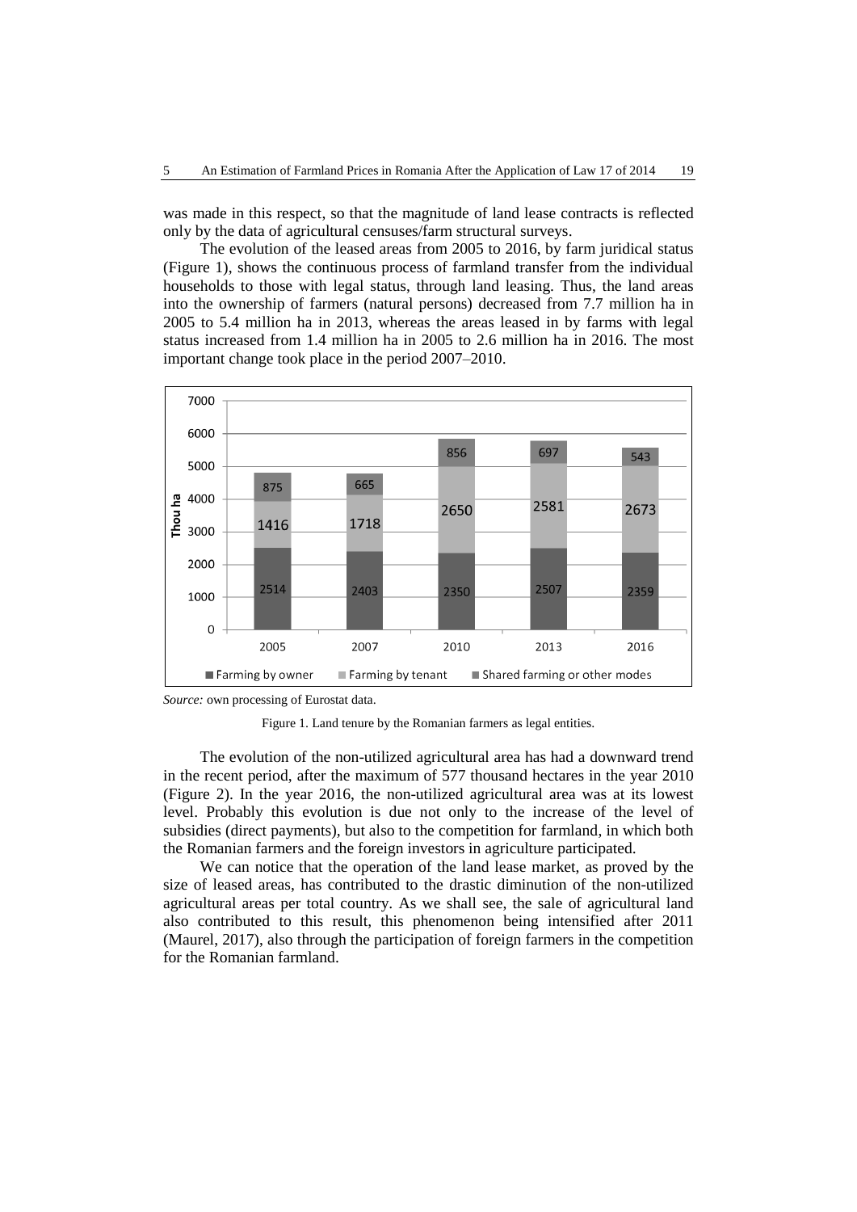was made in this respect, so that the magnitude of land lease contracts is reflected only by the data of agricultural censuses/farm structural surveys.

The evolution of the leased areas from 2005 to 2016, by farm juridical status (Figure 1), shows the continuous process of farmland transfer from the individual households to those with legal status, through land leasing. Thus, the land areas into the ownership of farmers (natural persons) decreased from 7.7 million ha in 2005 to 5.4 million ha in 2013, whereas the areas leased in by farms with legal status increased from 1.4 million ha in 2005 to 2.6 million ha in 2016. The most important change took place in the period 2007–2010.

| Thou ha | 2005 | 2007 | 2010 | 2013 | 2016 |
|---|---|---|---|---|---|
| Farming by owner | 2514 | 2403 | 2350 | 2507 | 2359 |
| Farming by tenant | 1416 | 1718 | 2650 | 2581 | 2673 |
| Shared farming or other modes | 875 | 665 | 856 | 697 | 543 |

*Source:* own processing of Eurostat data.

Figure 1. Land tenure by the Romanian farmers as legal entities.

The evolution of the non-utilized agricultural area has had a downward trend in the recent period, after the maximum of 577 thousand hectares in the year 2010 (Figure 2). In the year 2016, the non-utilized agricultural area was at its lowest level. Probably this evolution is due not only to the increase of the level of subsidies (direct payments), but also to the competition for farmland, in which both the Romanian farmers and the foreign investors in agriculture participated.

We can notice that the operation of the land lease market, as proved by the size of leased areas, has contributed to the drastic diminution of the non-utilized agricultural areas per total country. As we shall see, the sale of agricultural land also contributed to this result, this phenomenon being intensified after 2011 (Maurel, 2017), also through the participation of foreign farmers in the competition for the Romanian farmland.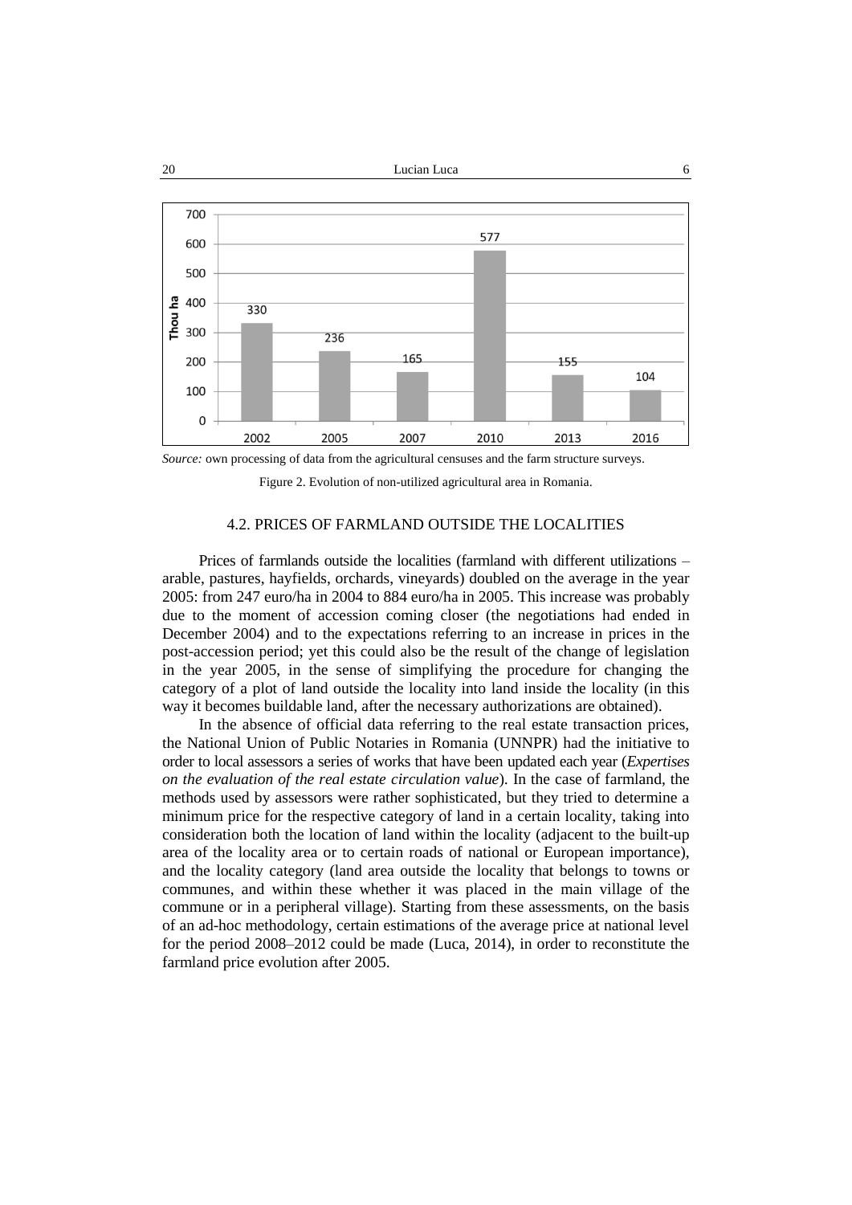Source: own processing of data from the agricultural censuses and the farm structure surveys.

Figure 2. Evolution of non-utilized agricultural area in Romania.

### 4.2. PRICES OF FARMLAND OUTSIDE THE LOCALITIES

Prices of farmlands outside the localities (farmland with different utilizations – arable, pastures, hayfields, orchards, vineyards) doubled on the average in the year 2005: from 247 euro/ha in 2004 to 884 euro/ha in 2005. This increase was probably due to the moment of accession coming closer (the negotiations had ended in December 2004) and to the expectations referring to an increase in prices in the post-accession period; yet this could also be the result of the change of legislation in the year 2005, in the sense of simplifying the procedure for changing the category of a plot of land outside the locality into land inside the locality (in this way it becomes buildable land, after the necessary authorizations are obtained).

In the absence of official data referring to the real estate transaction prices, the National Union of Public Notaries in Romania (UNNPR) had the initiative to order to local assessors a series of works that have been updated each year (*Expertises on the evaluation of the real estate circulation value*). In the case of farmland, the methods used by assessors were rather sophisticated, but they tried to determine a minimum price for the respective category of land in a certain locality, taking into consideration both the location of land within the locality (adjacent to the built-up area of the locality area or to certain roads of national or European importance), and the locality category (land area outside the locality that belongs to towns or communes, and within these whether it was placed in the main village of the commune or in a peripheral village). Starting from these assessments, on the basis of an ad-hoc methodology, certain estimations of the average price at national level for the period 2008–2012 could be made (Luca, 2014), in order to reconstitute the farmland price evolution after 2005.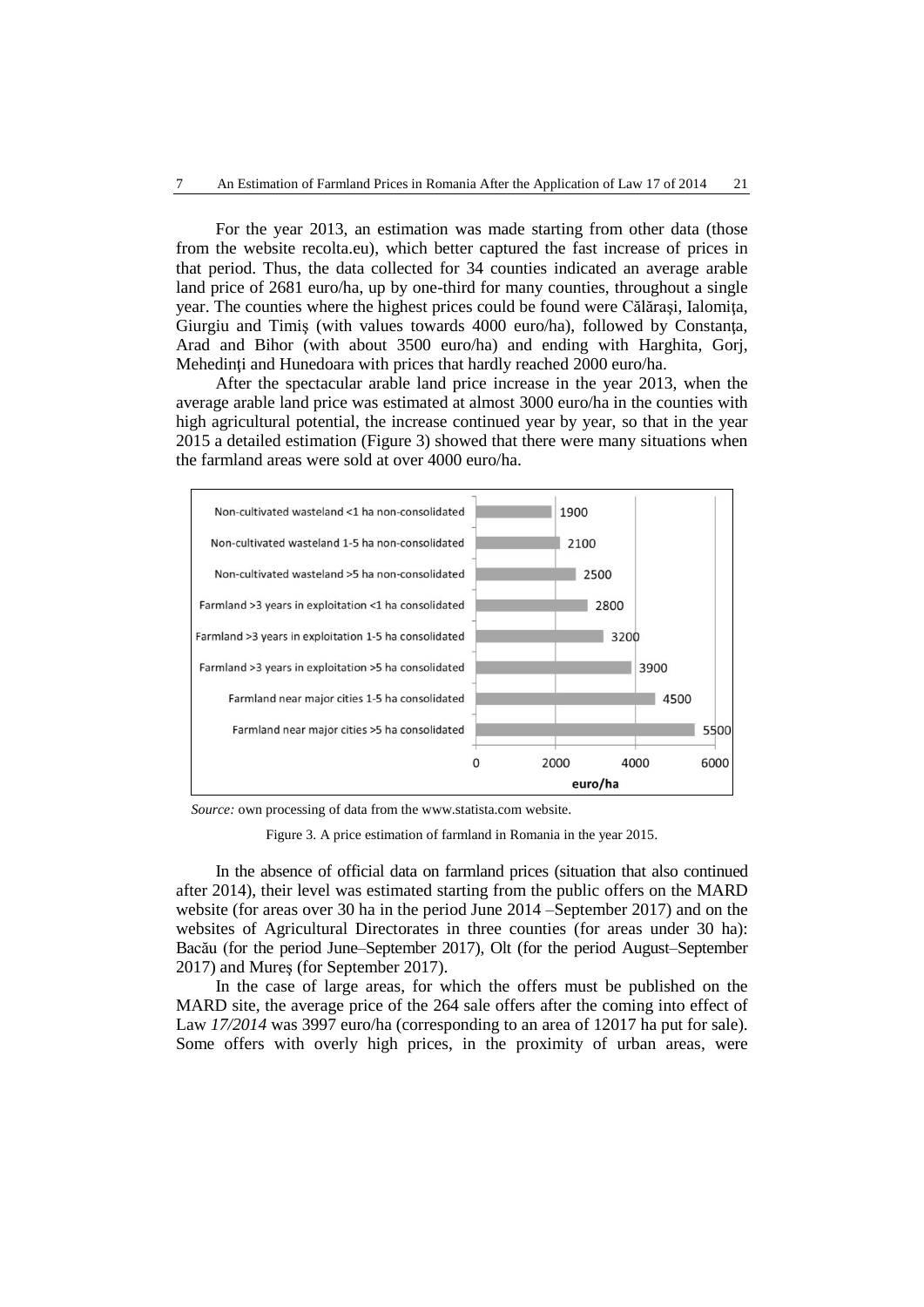For the year 2013, an estimation was made starting from other data (those from the website recolta.eu), which better captured the fast increase of prices in that period. Thus, the data collected for 34 counties indicated an average arable land price of 2681 euro/ha, up by one-third for many counties, throughout a single year. The counties where the highest prices could be found were Călărași, Ialomița, Giurgiu and Timiș (with values towards 4000 euro/ha), followed by Constanța, Arad and Bihor (with about 3500 euro/ha) and ending with Harghita, Gorj, Mehedinți and Hunedoara with prices that hardly reached 2000 euro/ha.

After the spectacular arable land price increase in the year 2013, when the average arable land price was estimated at almost 3000 euro/ha in the counties with high agricultural potential, the increase continued year by year, so that in the year 2015 a detailed estimation (Figure 3) showed that there were many situations when the farmland areas were sold at over 4000 euro/ha.

| Category | euro/ha |
| --- | --- |
| Non-cultivated wasteland <1 ha non-consolidated | 1900 |
| Non-cultivated wasteland 1-5 ha non-consolidated | 2100 |
| Non-cultivated wasteland >5 ha non-consolidated | 2500 |
| Farmland >3 years in exploitation <1 ha consolidated | 2800 |
| Farmland >3 years in exploitation 1-5 ha consolidated | 3200 |
| Farmland >3 years in exploitation >5 ha consolidated | 3900 |
| Farmland near major cities 1-5 ha consolidated | 4500 |
| Farmland near major cities >5 ha consolidated | 5500 |

*Source:* own processing of data from the www.statista.com website.

Figure 3. A price estimation of farmland in Romania in the year 2015.

In the absence of official data on farmland prices (situation that also continued after 2014), their level was estimated starting from the public offers on the MARD website (for areas over 30 ha in the period June 2014 –September 2017) and on the websites of Agricultural Directorates in three counties (for areas under 30 ha): Bacău (for the period June–September 2017), Olt (for the period August–September 2017) and Mureș (for September 2017).

In the case of large areas, for which the offers must be published on the MARD site, the average price of the 264 sale offers after the coming into effect of Law *17/2014* was 3997 euro/ha (corresponding to an area of 12017 ha put for sale). Some offers with overly high prices, in the proximity of urban areas, were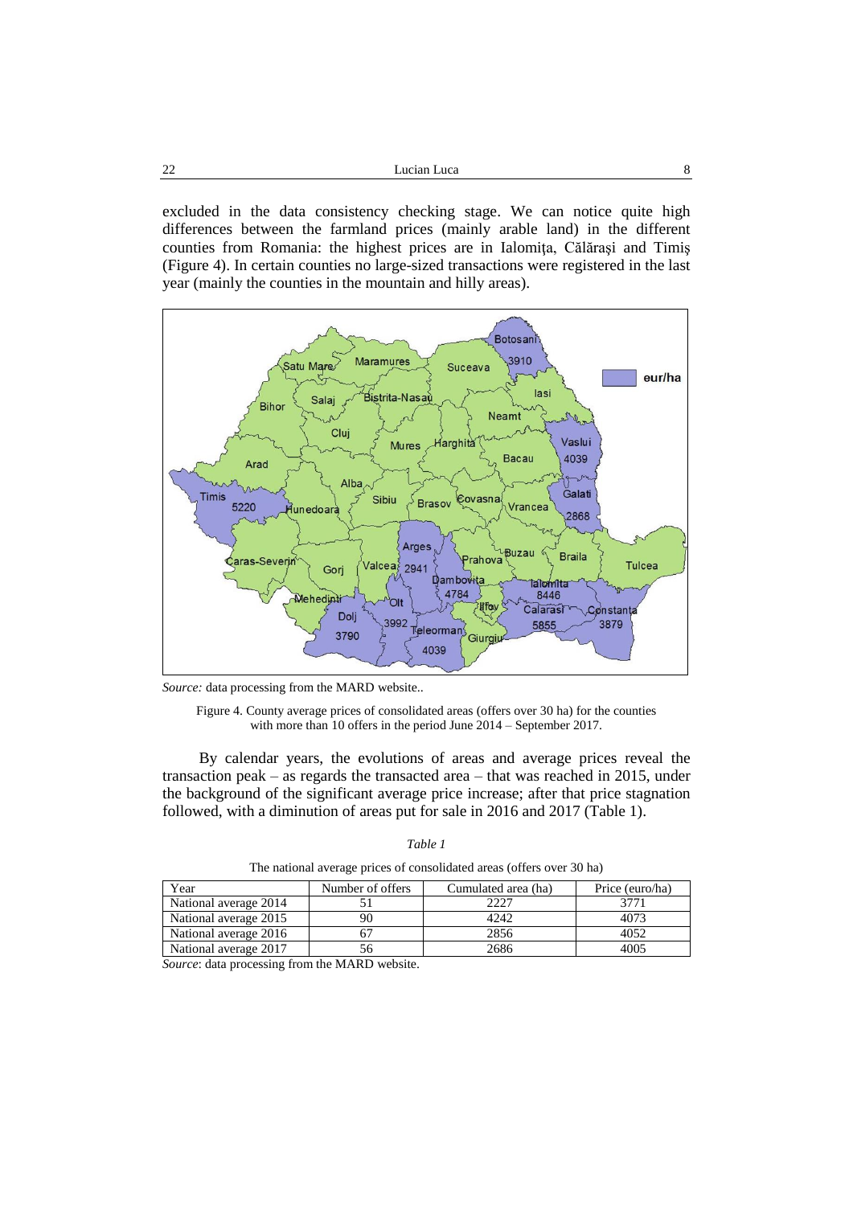excluded in the data consistency checking stage. We can notice quite high differences between the farmland prices (mainly arable land) in the different counties from Romania: the highest prices are in Ialomiţa, Călăraşi and Timiş (Figure 4). In certain counties no large-sized transactions were registered in the last year (mainly the counties in the mountain and hilly areas).

*Source:* data processing from the MARD website..

Figure 4. County average prices of consolidated areas (offers over 30 ha) for the counties with more than 10 offers in the period June 2014 – September 2017.

By calendar years, the evolutions of areas and average prices reveal the transaction peak – as regards the transacted area – that was reached in 2015, under the background of the significant average price increase; after that price stagnation followed, with a diminution of areas put for sale in 2016 and 2017 (Table 1).

*Table 1*

The national average prices of consolidated areas (offers over 30 ha)

| Year | Number of offers | Cumulated area (ha) | Price (euro/ha) |
|---|---|---|---|
| National average 2014 | 51 | 2227 | 3771 |
| National average 2015 | 90 | 4242 | 4073 |
| National average 2016 | 67 | 2856 | 4052 |
| National average 2017 | 56 | 2686 | 4005 |

*Source*: data processing from the MARD website.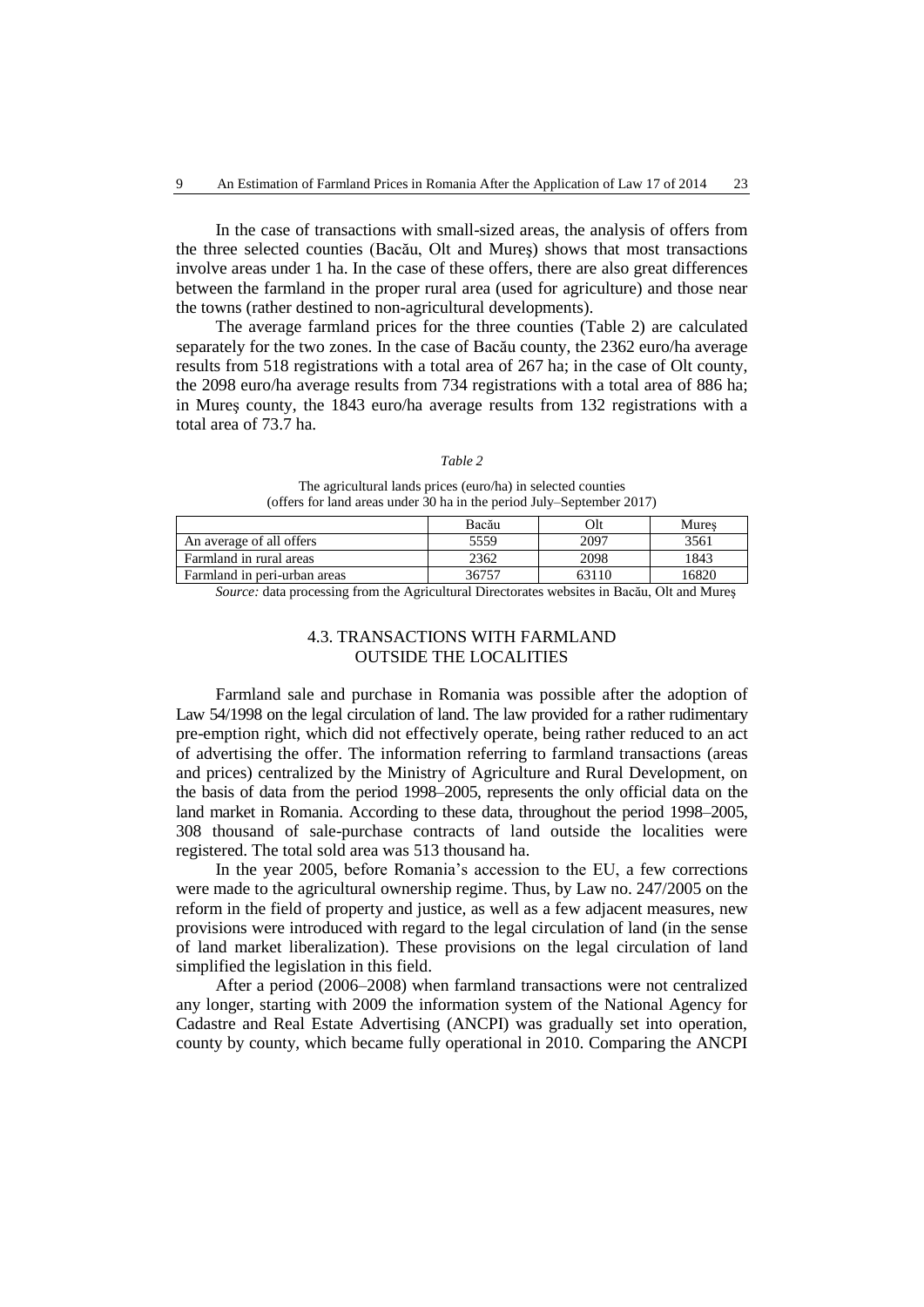In the case of transactions with small-sized areas, the analysis of offers from the three selected counties (Bacău, Olt and Mureş) shows that most transactions involve areas under 1 ha. In the case of these offers, there are also great differences between the farmland in the proper rural area (used for agriculture) and those near the towns (rather destined to non-agricultural developments).

The average farmland prices for the three counties (Table 2) are calculated separately for the two zones. In the case of Bacău county, the 2362 euro/ha average results from 518 registrations with a total area of 267 ha; in the case of Olt county, the 2098 euro/ha average results from 734 registrations with a total area of 886 ha; in Mureş county, the 1843 euro/ha average results from 132 registrations with a total area of 73.7 ha.

*Table 2*

The agricultural lands prices (euro/ha) in selected counties
(offers for land areas under 30 ha in the period July–September 2017)

| | Bacău | Olt | Mureş |
|---|---|---|---|
| An average of all offers | 5559 | 2097 | 3561 |
| Farmland in rural areas | 2362 | 2098 | 1843 |
| Farmland in peri-urban areas | 36757 | 63110 | 16820 |

*Source:* data processing from the Agricultural Directorates websites in Bacău, Olt and Mureş

## 4.3. TRANSACTIONS WITH FARMLAND OUTSIDE THE LOCALITIES

Farmland sale and purchase in Romania was possible after the adoption of Law 54/1998 on the legal circulation of land. The law provided for a rather rudimentary pre-emption right, which did not effectively operate, being rather reduced to an act of advertising the offer. The information referring to farmland transactions (areas and prices) centralized by the Ministry of Agriculture and Rural Development, on the basis of data from the period 1998–2005, represents the only official data on the land market in Romania. According to these data, throughout the period 1998–2005, 308 thousand of sale-purchase contracts of land outside the localities were registered. The total sold area was 513 thousand ha.

In the year 2005, before Romania's accession to the EU, a few corrections were made to the agricultural ownership regime. Thus, by Law no. 247/2005 on the reform in the field of property and justice, as well as a few adjacent measures, new provisions were introduced with regard to the legal circulation of land (in the sense of land market liberalization). These provisions on the legal circulation of land simplified the legislation in this field.

After a period (2006–2008) when farmland transactions were not centralized any longer, starting with 2009 the information system of the National Agency for Cadastre and Real Estate Advertising (ANCPI) was gradually set into operation, county by county, which became fully operational in 2010. Comparing the ANCPI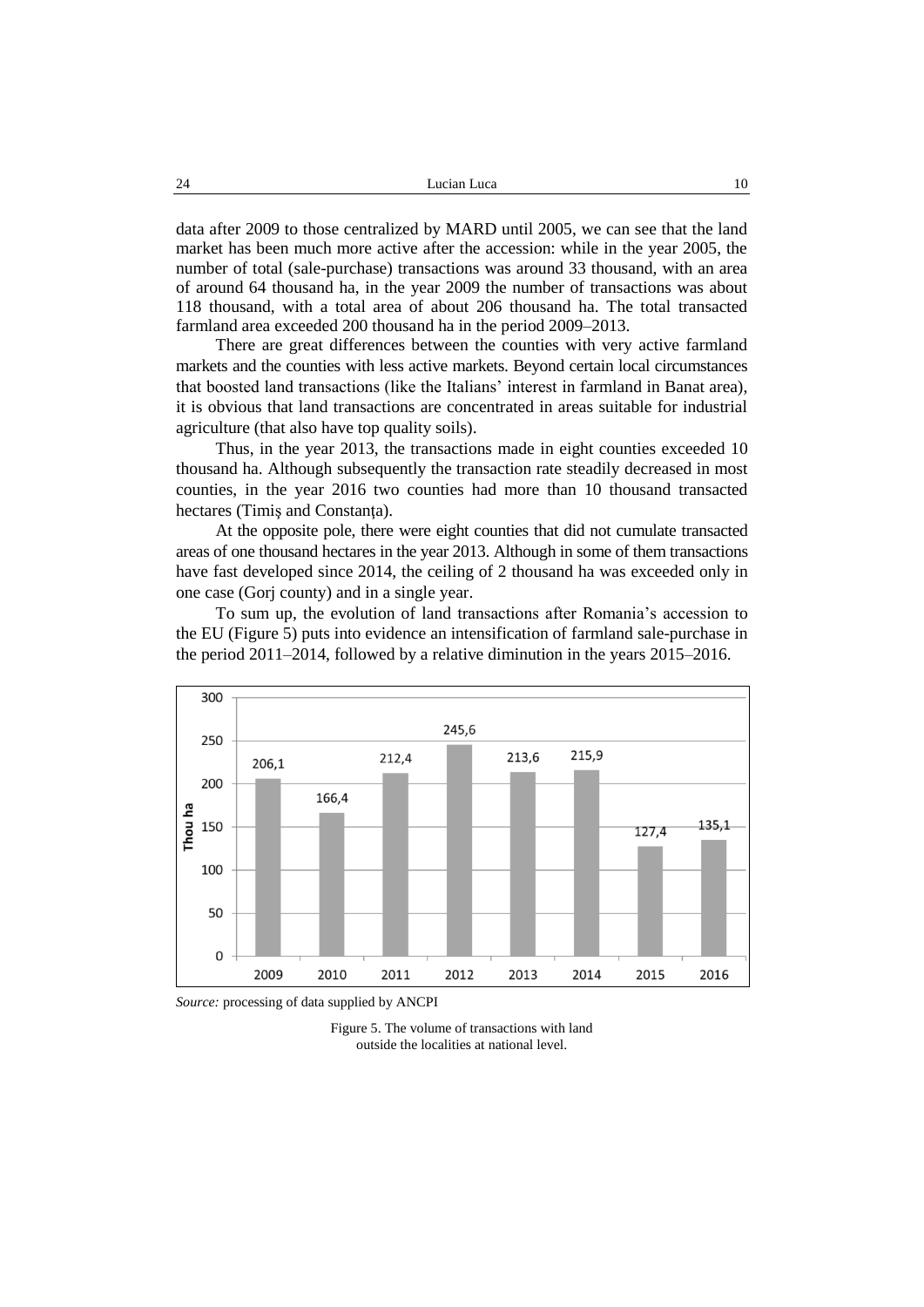data after 2009 to those centralized by MARD until 2005, we can see that the land market has been much more active after the accession: while in the year 2005, the number of total (sale-purchase) transactions was around 33 thousand, with an area of around 64 thousand ha, in the year 2009 the number of transactions was about 118 thousand, with a total area of about 206 thousand ha. The total transacted farmland area exceeded 200 thousand ha in the period 2009–2013.

There are great differences between the counties with very active farmland markets and the counties with less active markets. Beyond certain local circumstances that boosted land transactions (like the Italians' interest in farmland in Banat area), it is obvious that land transactions are concentrated in areas suitable for industrial agriculture (that also have top quality soils).

Thus, in the year 2013, the transactions made in eight counties exceeded 10 thousand ha. Although subsequently the transaction rate steadily decreased in most counties, in the year 2016 two counties had more than 10 thousand transacted hectares (Timiş and Constanţa).

At the opposite pole, there were eight counties that did not cumulate transacted areas of one thousand hectares in the year 2013. Although in some of them transactions have fast developed since 2014, the ceiling of 2 thousand ha was exceeded only in one case (Gorj county) and in a single year.

To sum up, the evolution of land transactions after Romania's accession to the EU (Figure 5) puts into evidence an intensification of farmland sale-purchase in the period 2011–2014, followed by a relative diminution in the years 2015–2016.

| Year | 2009 | 2010 | 2011 | 2012 | 2013 | 2014 | 2015 | 2016 |
|---|---|---|---|---|---|---|---|---|
| Thou ha | 206,1 | 166,4 | 212,4 | 245,6 | 213,6 | 215,9 | 127,4 | 135,1 |

*Source:* processing of data supplied by ANCPI

Figure 5. The volume of transactions with land outside the localities at national level.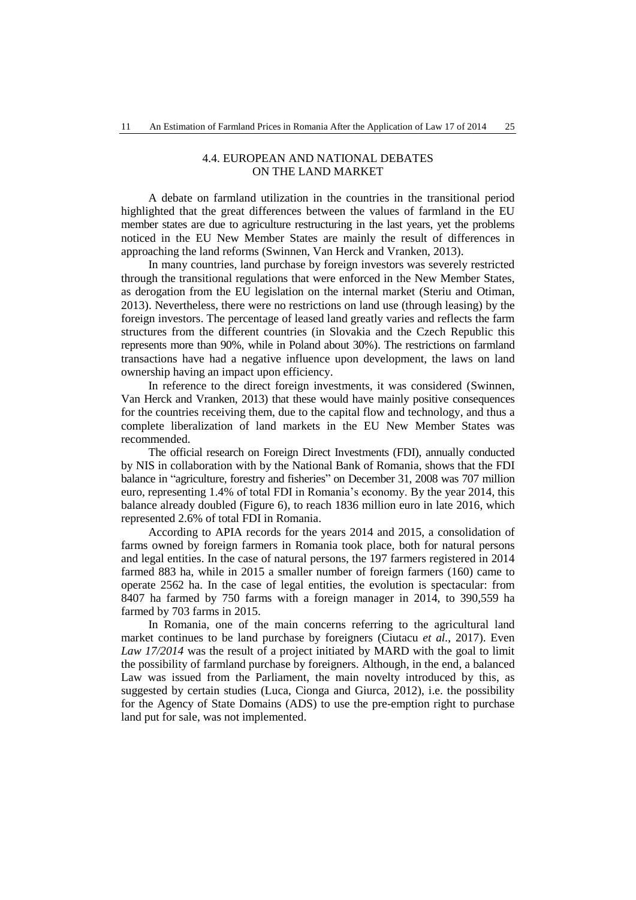### 4.4. EUROPEAN AND NATIONAL DEBATES ON THE LAND MARKET

A debate on farmland utilization in the countries in the transitional period highlighted that the great differences between the values of farmland in the EU member states are due to agriculture restructuring in the last years, yet the problems noticed in the EU New Member States are mainly the result of differences in approaching the land reforms (Swinnen, Van Herck and Vranken, 2013).

In many countries, land purchase by foreign investors was severely restricted through the transitional regulations that were enforced in the New Member States, as derogation from the EU legislation on the internal market (Steriu and Otiman, 2013). Nevertheless, there were no restrictions on land use (through leasing) by the foreign investors. The percentage of leased land greatly varies and reflects the farm structures from the different countries (in Slovakia and the Czech Republic this represents more than 90%, while in Poland about 30%). The restrictions on farmland transactions have had a negative influence upon development, the laws on land ownership having an impact upon efficiency.

In reference to the direct foreign investments, it was considered (Swinnen, Van Herck and Vranken, 2013) that these would have mainly positive consequences for the countries receiving them, due to the capital flow and technology, and thus a complete liberalization of land markets in the EU New Member States was recommended.

The official research on Foreign Direct Investments (FDI), annually conducted by NIS in collaboration with by the National Bank of Romania, shows that the FDI balance in "agriculture, forestry and fisheries" on December 31, 2008 was 707 million euro, representing 1.4% of total FDI in Romania's economy. By the year 2014, this balance already doubled (Figure 6), to reach 1836 million euro in late 2016, which represented 2.6% of total FDI in Romania.

According to APIA records for the years 2014 and 2015, a consolidation of farms owned by foreign farmers in Romania took place, both for natural persons and legal entities. In the case of natural persons, the 197 farmers registered in 2014 farmed 883 ha, while in 2015 a smaller number of foreign farmers (160) came to operate 2562 ha. In the case of legal entities, the evolution is spectacular: from 8407 ha farmed by 750 farms with a foreign manager in 2014, to 390,559 ha farmed by 703 farms in 2015.

In Romania, one of the main concerns referring to the agricultural land market continues to be land purchase by foreigners (Ciutacu *et al*., 2017). Even *Law 17/2014* was the result of a project initiated by MARD with the goal to limit the possibility of farmland purchase by foreigners. Although, in the end, a balanced Law was issued from the Parliament, the main novelty introduced by this, as suggested by certain studies (Luca, Cionga and Giurca, 2012), i.e. the possibility for the Agency of State Domains (ADS) to use the pre-emption right to purchase land put for sale, was not implemented.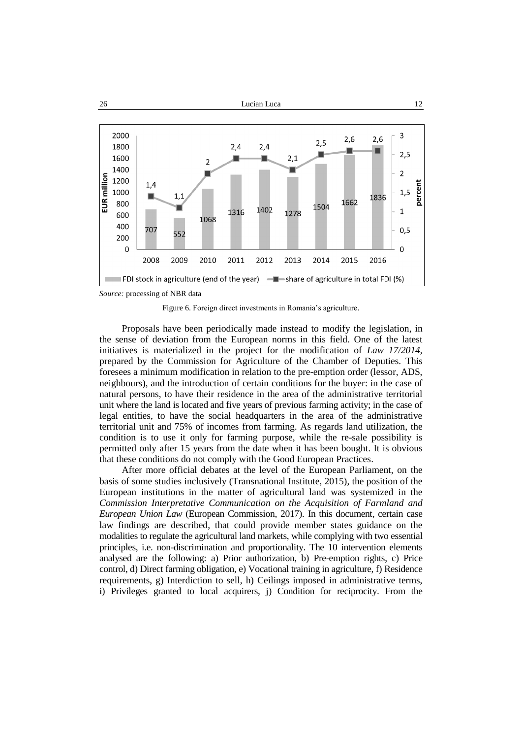Source: processing of NBR data

Figure 6. Foreign direct investments in Romania's agriculture.

Proposals have been periodically made instead to modify the legislation, in the sense of deviation from the European norms in this field. One of the latest initiatives is materialized in the project for the modification of *Law 17/2014*, prepared by the Commission for Agriculture of the Chamber of Deputies. This foresees a minimum modification in relation to the pre-emption order (lessor, ADS, neighbours), and the introduction of certain conditions for the buyer: in the case of natural persons, to have their residence in the area of the administrative territorial unit where the land is located and five years of previous farming activity; in the case of legal entities, to have the social headquarters in the area of the administrative territorial unit and 75% of incomes from farming. As regards land utilization, the condition is to use it only for farming purpose, while the re-sale possibility is permitted only after 15 years from the date when it has been bought. It is obvious that these conditions do not comply with the Good European Practices.

After more official debates at the level of the European Parliament, on the basis of some studies inclusively (Transnational Institute, 2015), the position of the European institutions in the matter of agricultural land was systemized in the *Commission Interpretative Communication on the Acquisition of Farmland and European Union Law* (European Commission, 2017). In this document, certain case law findings are described, that could provide member states guidance on the modalities to regulate the agricultural land markets, while complying with two essential principles, i.e. non-discrimination and proportionality. The 10 intervention elements analysed are the following: a) Prior authorization, b) Pre-emption rights, c) Price control, d) Direct farming obligation, e) Vocational training in agriculture, f) Residence requirements, g) Interdiction to sell, h) Ceilings imposed in administrative terms, i) Privileges granted to local acquirers, j) Condition for reciprocity. From the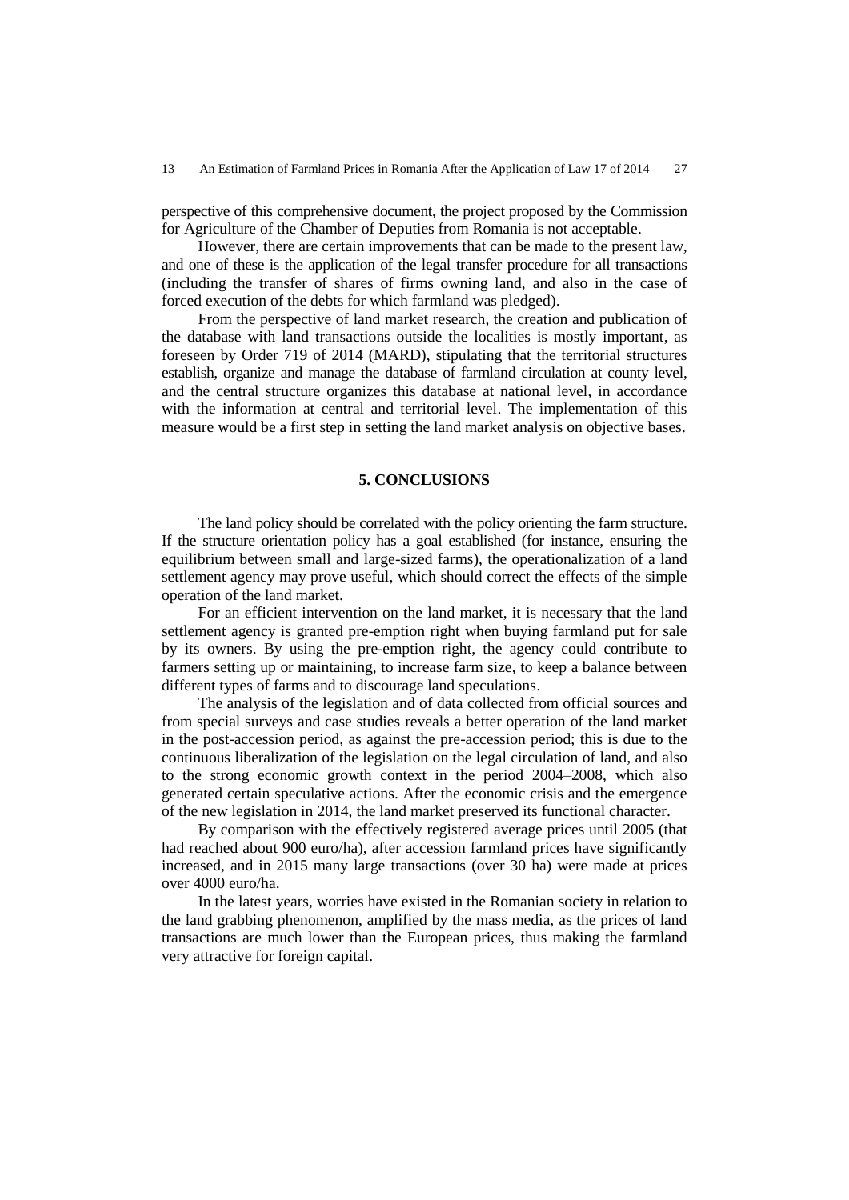perspective of this comprehensive document, the project proposed by the Commission for Agriculture of the Chamber of Deputies from Romania is not acceptable.

However, there are certain improvements that can be made to the present law, and one of these is the application of the legal transfer procedure for all transactions (including the transfer of shares of firms owning land, and also in the case of forced execution of the debts for which farmland was pledged).

From the perspective of land market research, the creation and publication of the database with land transactions outside the localities is mostly important, as foreseen by Order 719 of 2014 (MARD), stipulating that the territorial structures establish, organize and manage the database of farmland circulation at county level, and the central structure organizes this database at national level, in accordance with the information at central and territorial level. The implementation of this measure would be a first step in setting the land market analysis on objective bases.

## 5. CONCLUSIONS

The land policy should be correlated with the policy orienting the farm structure. If the structure orientation policy has a goal established (for instance, ensuring the equilibrium between small and large-sized farms), the operationalization of a land settlement agency may prove useful, which should correct the effects of the simple operation of the land market.

For an efficient intervention on the land market, it is necessary that the land settlement agency is granted pre-emption right when buying farmland put for sale by its owners. By using the pre-emption right, the agency could contribute to farmers setting up or maintaining, to increase farm size, to keep a balance between different types of farms and to discourage land speculations.

The analysis of the legislation and of data collected from official sources and from special surveys and case studies reveals a better operation of the land market in the post-accession period, as against the pre-accession period; this is due to the continuous liberalization of the legislation on the legal circulation of land, and also to the strong economic growth context in the period 2004–2008, which also generated certain speculative actions. After the economic crisis and the emergence of the new legislation in 2014, the land market preserved its functional character.

By comparison with the effectively registered average prices until 2005 (that had reached about 900 euro/ha), after accession farmland prices have significantly increased, and in 2015 many large transactions (over 30 ha) were made at prices over 4000 euro/ha.

In the latest years, worries have existed in the Romanian society in relation to the land grabbing phenomenon, amplified by the mass media, as the prices of land transactions are much lower than the European prices, thus making the farmland very attractive for foreign capital.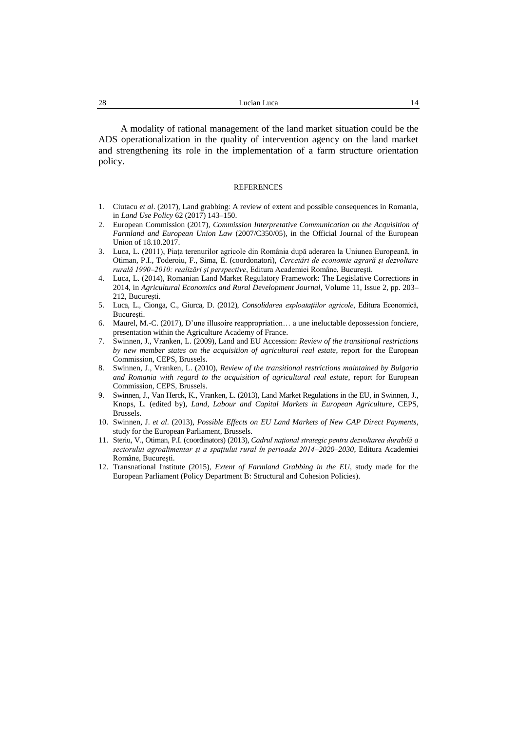A modality of rational management of the land market situation could be the ADS operationalization in the quality of intervention agency on the land market and strengthening its role in the implementation of a farm structure orientation policy.

## REFERENCES

1. Ciutacu *et al*. (2017), Land grabbing: A review of extent and possible consequences in Romania, in *Land Use Policy* 62 (2017) 143–150.
2. European Commission (2017), *Commission Interpretative Communication on the Acquisition of Farmland and European Union Law* (2007/C350/05), in the Official Journal of the European Union of 18.10.2017.
3. Luca, L. (2011), Piaţa terenurilor agricole din România după aderarea la Uniunea Europeană, în Otiman, P.I., Toderoiu, F., Sima, E. (coordonatori), *Cercetări de economie agrară şi dezvoltare rurală 1990–2010: realizări şi perspective*, Editura Academiei Române, Bucureşti.
4. Luca, L. (2014), Romanian Land Market Regulatory Framework: The Legislative Corrections in 2014, in *Agricultural Economics and Rural Development Journal*, Volume 11, Issue 2, pp. 203–212, Bucureşti.
5. Luca, L., Cionga, C., Giurca, D. (2012), *Consolidarea exploataţiilor agricole*, Editura Economică, Bucureşti.
6. Maurel, M.-C. (2017), D'une illusoire reappropriation… a une ineluctable depossession fonciere, presentation within the Agriculture Academy of France.
7. Swinnen, J., Vranken, L. (2009), Land and EU Accession: *Review of the transitional restrictions by new member states on the acquisition of agricultural real estate*, report for the European Commission, CEPS, Brussels.
8. Swinnen, J., Vranken, L. (2010), *Review of the transitional restrictions maintained by Bulgaria and Romania with regard to the acquisition of agricultural real estate*, report for European Commission, CEPS, Brussels.
9. Swinnen, J., Van Herck, K., Vranken, L. (2013), Land Market Regulations in the EU, in Swinnen, J., Knops, L. (edited by), *Land, Labour and Capital Markets in European Agriculture*, CEPS, Brussels.
10. Swinnen, J. *et al*. (2013), *Possible Effects on EU Land Markets of New CAP Direct Payments*, study for the European Parliament, Brussels.
11. Steriu, V., Otiman, P.I. (coordinators) (2013), *Cadrul naţional strategic pentru dezvoltarea durabilă a sectorului agroalimentar şi a spaţiului rural în perioada 2014–2020–2030*, Editura Academiei Române, Bucureşti.
12. Transnational Institute (2015), *Extent of Farmland Grabbing in the EU*, study made for the European Parliament (Policy Department B: Structural and Cohesion Policies).